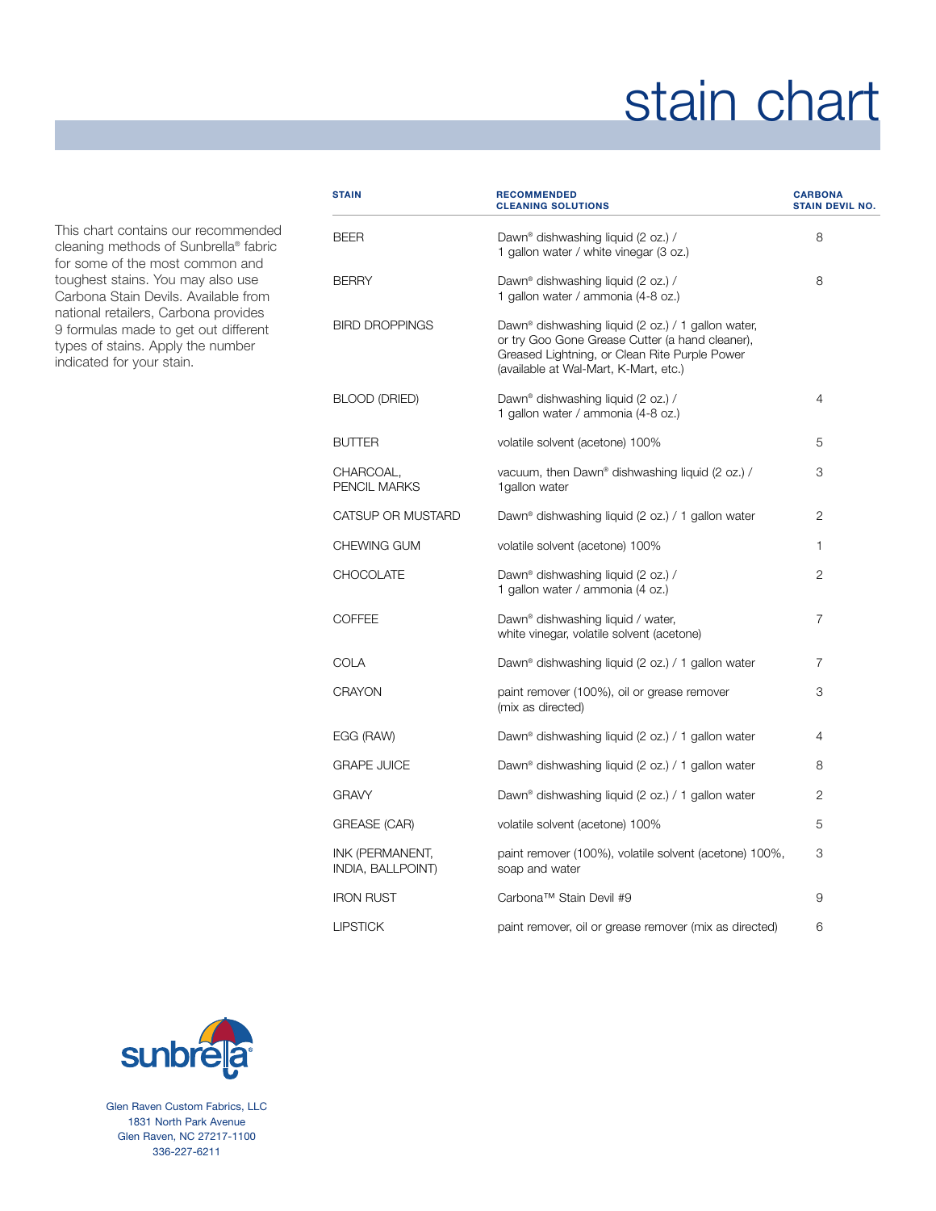# stain chart

This chart contains our recommended cleaning methods of Sunbrella® fabric for some of the most common and toughest stains. You may also use Carbona Stain Devils. Available from national retailers, Carbona provides 9 formulas made to get out different types of stains. Apply the number indicated for your stain.

| STAIN | RECOMMENDED CLEANING SOLUTIONS | CARBONA STAIN DEVIL NO. |
|---|---|---|
| BEER | Dawn® dishwashing liquid (2 oz.) / 1 gallon water / white vinegar (3 oz.) | 8 |
| BERRY | Dawn® dishwashing liquid (2 oz.) / 1 gallon water / ammonia (4-8 oz.) | 8 |
| BIRD DROPPINGS | Dawn® dishwashing liquid (2 oz.) / 1 gallon water, or try Goo Gone Grease Cutter (a hand cleaner), Greased Lightning, or Clean Rite Purple Power (available at Wal-Mart, K-Mart, etc.) | |
| BLOOD (DRIED) | Dawn® dishwashing liquid (2 oz.) / 1 gallon water / ammonia (4-8 oz.) | 4 |
| BUTTER | volatile solvent (acetone) 100% | 5 |
| CHARCOAL, PENCIL MARKS | vacuum, then Dawn® dishwashing liquid (2 oz.) / 1gallon water | 3 |
| CATSUP OR MUSTARD | Dawn® dishwashing liquid (2 oz.) / 1 gallon water | 2 |
| CHEWING GUM | volatile solvent (acetone) 100% | 1 |
| CHOCOLATE | Dawn® dishwashing liquid (2 oz.) / 1 gallon water / ammonia (4 oz.) | 2 |
| COFFEE | Dawn® dishwashing liquid / water, white vinegar, volatile solvent (acetone) | 7 |
| COLA | Dawn® dishwashing liquid (2 oz.) / 1 gallon water | 7 |
| CRAYON | paint remover (100%), oil or grease remover (mix as directed) | 3 |
| EGG (RAW) | Dawn® dishwashing liquid (2 oz.) / 1 gallon water | 4 |
| GRAPE JUICE | Dawn® dishwashing liquid (2 oz.) / 1 gallon water | 8 |
| GRAVY | Dawn® dishwashing liquid (2 oz.) / 1 gallon water | 2 |
| GREASE (CAR) | volatile solvent (acetone) 100% | 5 |
| INK (PERMANENT, INDIA, BALLPOINT) | paint remover (100%), volatile solvent (acetone) 100%, soap and water | 3 |
| IRON RUST | Carbona™ Stain Devil #9 | 9 |
| LIPSTICK | paint remover, oil or grease remover (mix as directed) | 6 |

sunbrella®

Glen Raven Custom Fabrics, LLC
1831 North Park Avenue
Glen Raven, NC 27217-1100
336-227-6211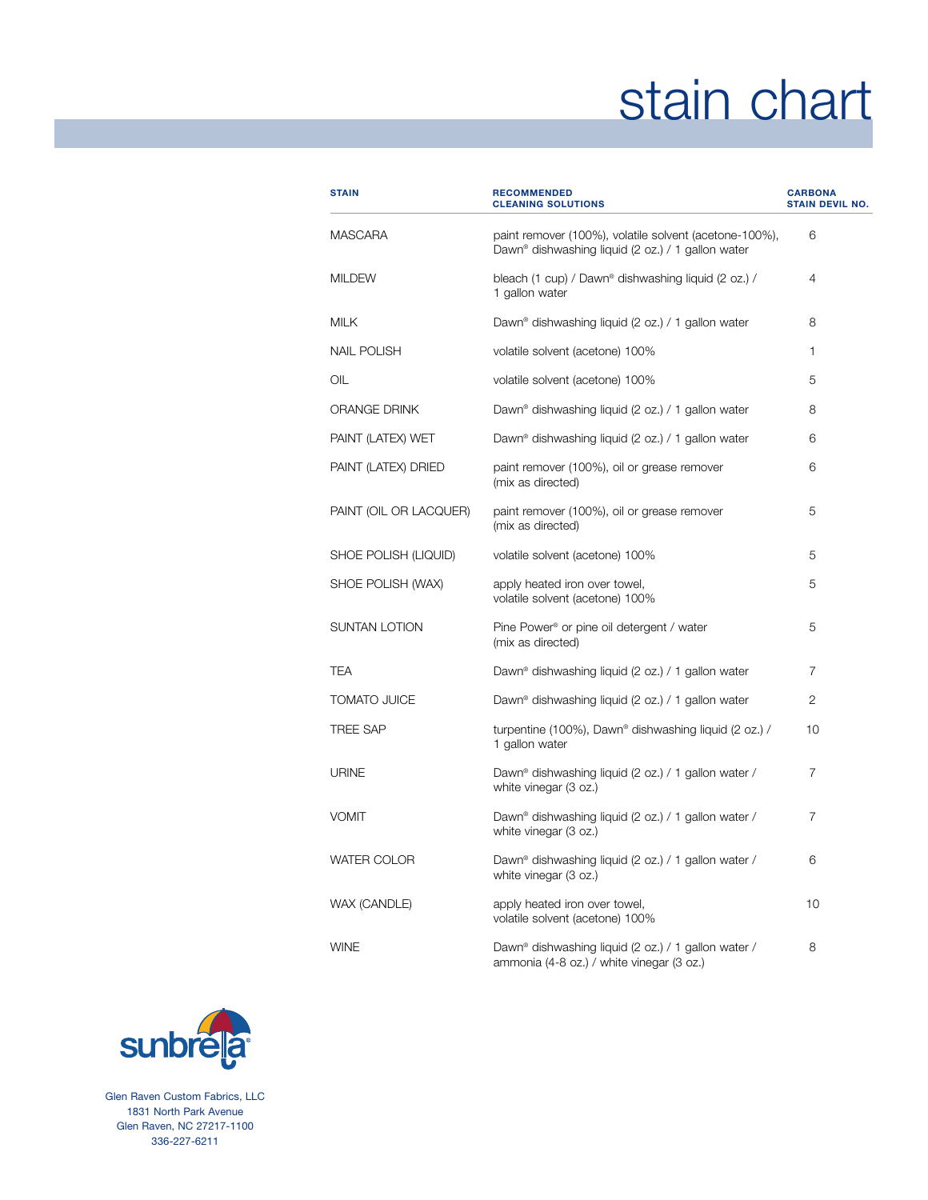# stain chart

| STAIN | RECOMMENDED CLEANING SOLUTIONS | CARBONA STAIN DEVIL NO. |
|---|---|---|
| MASCARA | paint remover (100%), volatile solvent (acetone-100%), Dawn® dishwashing liquid (2 oz.) / 1 gallon water | 6 |
| MILDEW | bleach (1 cup) / Dawn® dishwashing liquid (2 oz.) / 1 gallon water | 4 |
| MILK | Dawn® dishwashing liquid (2 oz.) / 1 gallon water | 8 |
| NAIL POLISH | volatile solvent (acetone) 100% | 1 |
| OIL | volatile solvent (acetone) 100% | 5 |
| ORANGE DRINK | Dawn® dishwashing liquid (2 oz.) / 1 gallon water | 8 |
| PAINT (LATEX) WET | Dawn® dishwashing liquid (2 oz.) / 1 gallon water | 6 |
| PAINT (LATEX) DRIED | paint remover (100%), oil or grease remover (mix as directed) | 6 |
| PAINT (OIL OR LACQUER) | paint remover (100%), oil or grease remover (mix as directed) | 5 |
| SHOE POLISH (LIQUID) | volatile solvent (acetone) 100% | 5 |
| SHOE POLISH (WAX) | apply heated iron over towel, volatile solvent (acetone) 100% | 5 |
| SUNTAN LOTION | Pine Power® or pine oil detergent / water (mix as directed) | 5 |
| TEA | Dawn® dishwashing liquid (2 oz.) / 1 gallon water | 7 |
| TOMATO JUICE | Dawn® dishwashing liquid (2 oz.) / 1 gallon water | 2 |
| TREE SAP | turpentine (100%), Dawn® dishwashing liquid (2 oz.) / 1 gallon water | 10 |
| URINE | Dawn® dishwashing liquid (2 oz.) / 1 gallon water / white vinegar (3 oz.) | 7 |
| VOMIT | Dawn® dishwashing liquid (2 oz.) / 1 gallon water / white vinegar (3 oz.) | 7 |
| WATER COLOR | Dawn® dishwashing liquid (2 oz.) / 1 gallon water / white vinegar (3 oz.) | 6 |
| WAX (CANDLE) | apply heated iron over towel, volatile solvent (acetone) 100% | 10 |
| WINE | Dawn® dishwashing liquid (2 oz.) / 1 gallon water / ammonia (4-8 oz.) / white vinegar (3 oz.) | 8 |

sunbrella®

Glen Raven Custom Fabrics, LLC
1831 North Park Avenue
Glen Raven, NC 27217-1100
336-227-6211